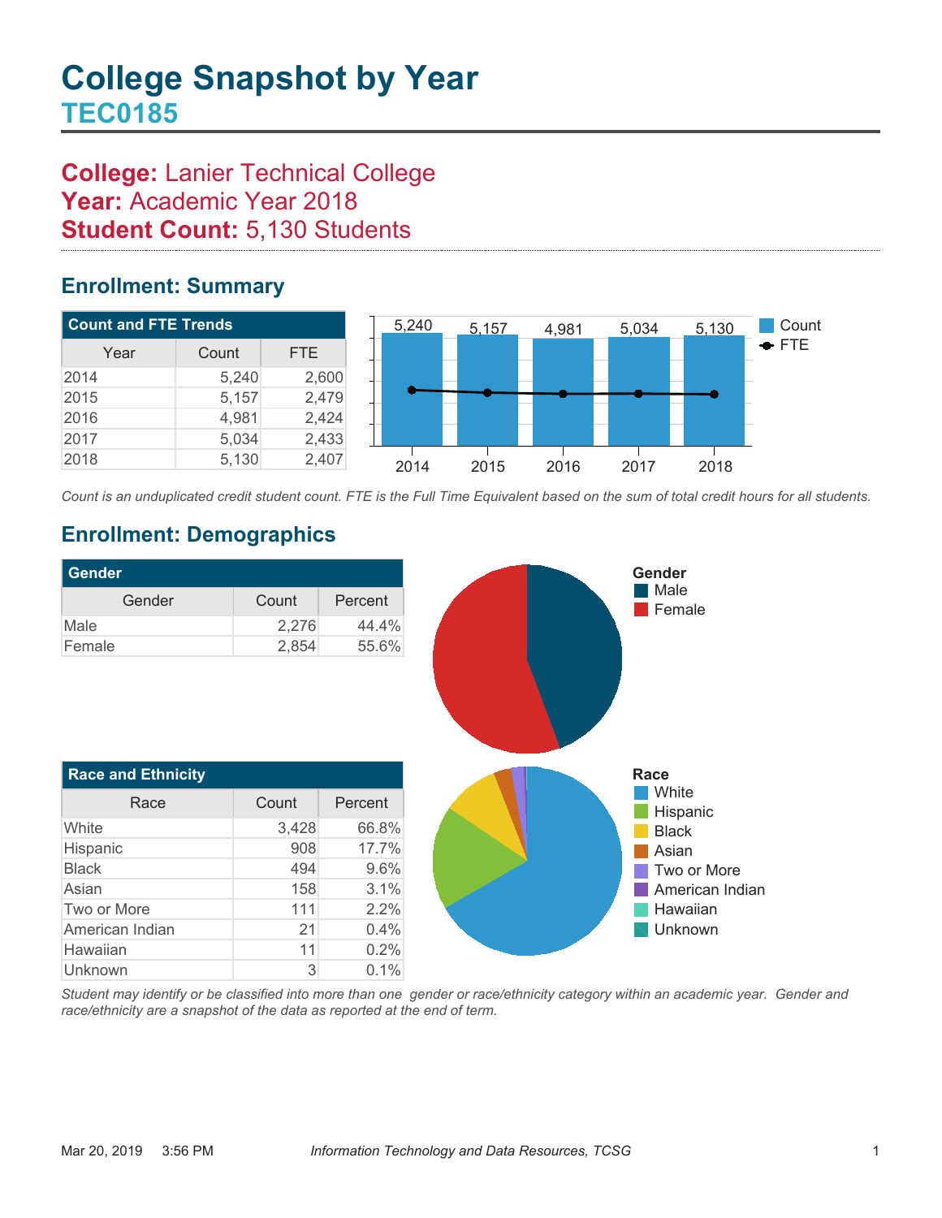# College Snapshot by Year

## TEC0185

**College:** Lanier Technical College
**Year:** Academic Year 2018
**Student Count:** 5,130 Students

## Enrollment: Summary

| Count and FTE Trends | | |
|---|---|---|
| Year | Count | FTE |
| 2014 | 5,240 | 2,600 |
| 2015 | 5,157 | 2,479 |
| 2016 | 4,981 | 2,424 |
| 2017 | 5,034 | 2,433 |
| 2018 | 5,130 | 2,407 |

*Count is an unduplicated credit student count. FTE is the Full Time Equivalent based on the sum of total credit hours for all students.*

## Enrollment: Demographics

| Gender | | |
|---|---|---|
| Gender | Count | Percent |
| Male | 2,276 | 44.4% |
| Female | 2,854 | 55.6% |

| Race and Ethnicity | | |
|---|---|---|
| Race | Count | Percent |
| White | 3,428 | 66.8% |
| Hispanic | 908 | 17.7% |
| Black | 494 | 9.6% |
| Asian | 158 | 3.1% |
| Two or More | 111 | 2.2% |
| American Indian | 21 | 0.4% |
| Hawaiian | 11 | 0.2% |
| Unknown | 3 | 0.1% |

*Student may identify or be classified into more than one gender or race/ethnicity category within an academic year. Gender and race/ethnicity are a snapshot of the data as reported at the end of term.*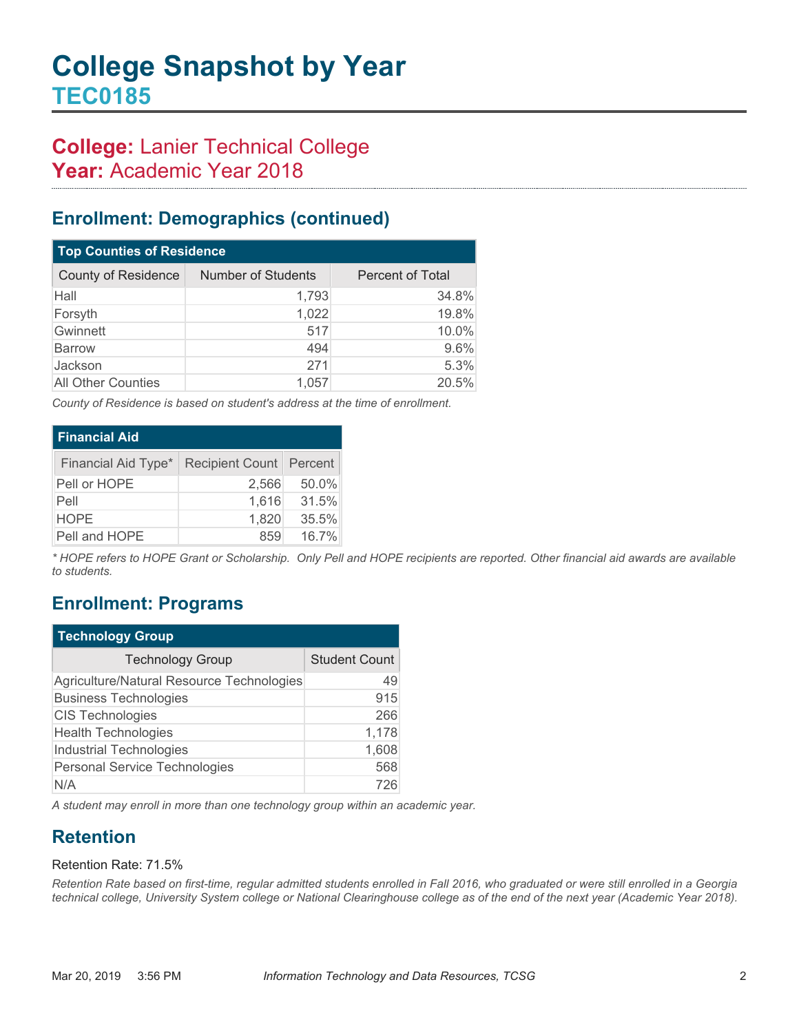# College Snapshot by Year

## TEC0185

**College:** Lanier Technical College
**Year:** Academic Year 2018

## Enrollment: Demographics (continued)

| Top Counties of Residence | | |
|---|---|---|
| County of Residence | Number of Students | Percent of Total |
| Hall | 1,793 | 34.8% |
| Forsyth | 1,022 | 19.8% |
| Gwinnett | 517 | 10.0% |
| Barrow | 494 | 9.6% |
| Jackson | 271 | 5.3% |
| All Other Counties | 1,057 | 20.5% |

*County of Residence is based on student's address at the time of enrollment.*

| Financial Aid | | |
|---|---|---|
| Financial Aid Type* | Recipient Count | Percent |
| Pell or HOPE | 2,566 | 50.0% |
| Pell | 1,616 | 31.5% |
| HOPE | 1,820 | 35.5% |
| Pell and HOPE | 859 | 16.7% |

*\* HOPE refers to HOPE Grant or Scholarship. Only Pell and HOPE recipients are reported. Other financial aid awards are available to students.*

## Enrollment: Programs

| Technology Group | |
|---|---|
| Technology Group | Student Count |
| Agriculture/Natural Resource Technologies | 49 |
| Business Technologies | 915 |
| CIS Technologies | 266 |
| Health Technologies | 1,178 |
| Industrial Technologies | 1,608 |
| Personal Service Technologies | 568 |
| N/A | 726 |

*A student may enroll in more than one technology group within an academic year.*

## Retention

Retention Rate: 71.5%

*Retention Rate based on first-time, regular admitted students enrolled in Fall 2016, who graduated or were still enrolled in a Georgia technical college, University System college or National Clearinghouse college as of the end of the next year (Academic Year 2018).*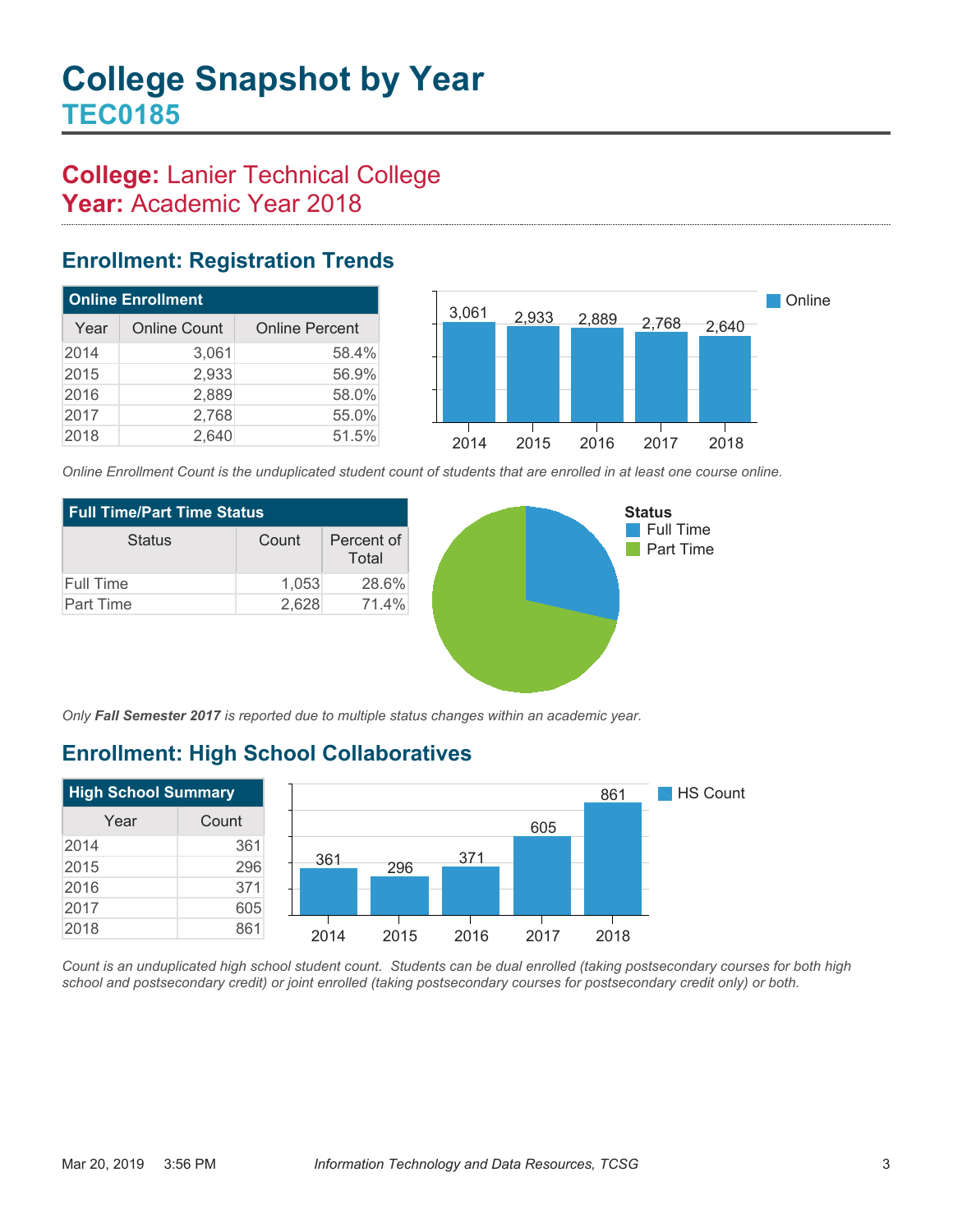# College Snapshot by Year

## TEC0185

**College:** Lanier Technical College
**Year:** Academic Year 2018

## Enrollment: Registration Trends

| Online Enrollment | | |
|---|---|---|
| Year | Online Count | Online Percent |
| 2014 | 3,061 | 58.4% |
| 2015 | 2,933 | 56.9% |
| 2016 | 2,889 | 58.0% |
| 2017 | 2,768 | 55.0% |
| 2018 | 2,640 | 51.5% |

*Online Enrollment Count is the unduplicated student count of students that are enrolled in at least one course online.*

| Full Time/Part Time Status | | |
|---|---|---|
| Status | Count | Percent of Total |
| Full Time | 1,053 | 28.6% |
| Part Time | 2,628 | 71.4% |

*Only **Fall Semester 2017** is reported due to multiple status changes within an academic year.*

## Enrollment: High School Collaboratives

| High School Summary | |
|---|---|
| Year | Count |
| 2014 | 361 |
| 2015 | 296 |
| 2016 | 371 |
| 2017 | 605 |
| 2018 | 861 |

*Count is an unduplicated high school student count. Students can be dual enrolled (taking postsecondary courses for both high school and postsecondary credit) or joint enrolled (taking postsecondary courses for postsecondary credit only) or both.*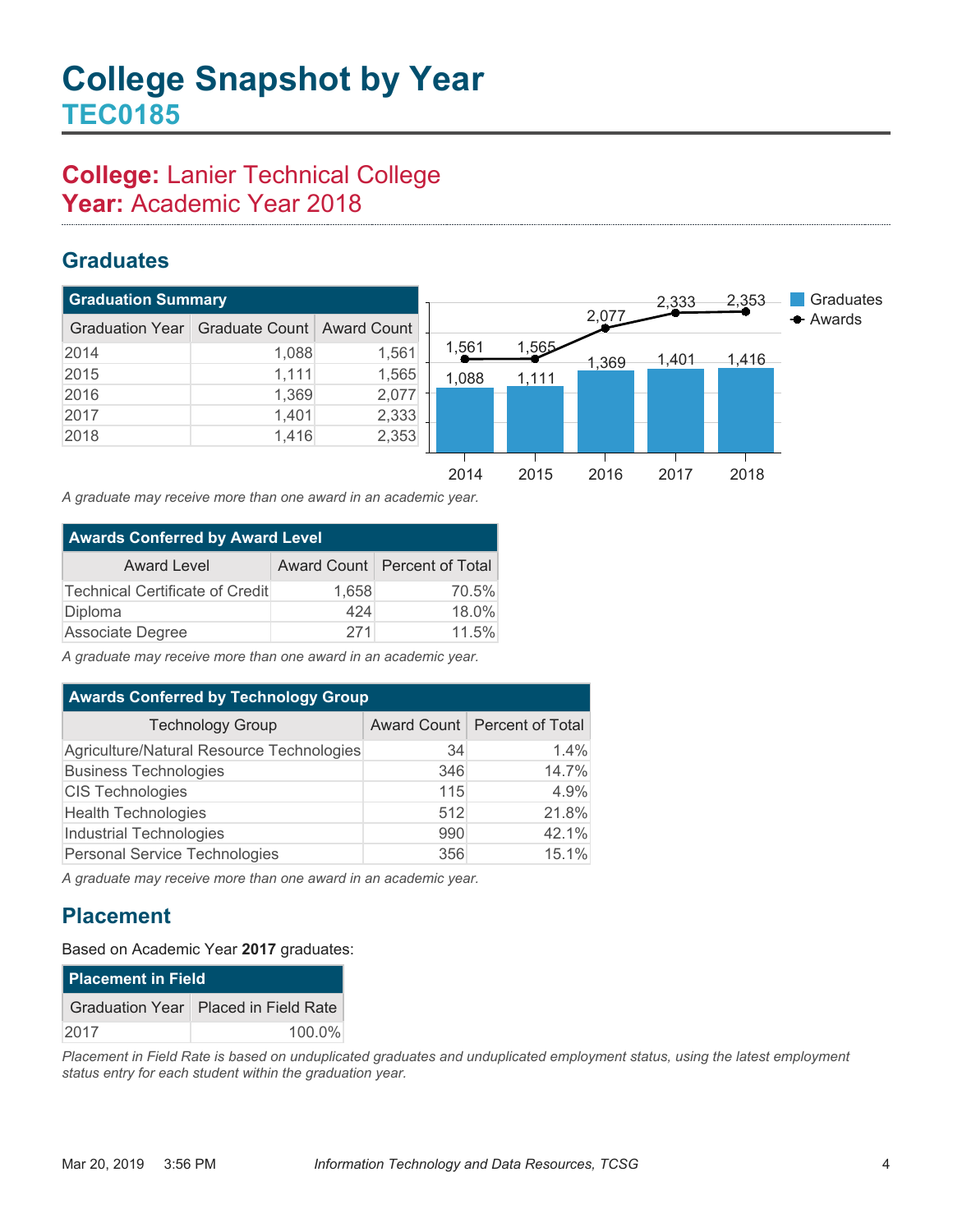# College Snapshot by Year

## TEC0185

**College:** Lanier Technical College
**Year:** Academic Year 2018

## Graduates

| Graduation Summary | | |
|---|---|---|
| Graduation Year | Graduate Count | Award Count |
| 2014 | 1,088 | 1,561 |
| 2015 | 1,111 | 1,565 |
| 2016 | 1,369 | 2,077 |
| 2017 | 1,401 | 2,333 |
| 2018 | 1,416 | 2,353 |

Graduates
Awards

1,561
1,565
2,077
2,333
2,353
1,088
1,111
1,369
1,401
1,416

2014
2015
2016
2017
2018

*A graduate may receive more than one award in an academic year.*

| Awards Conferred by Award Level | | |
|---|---|---|
| Award Level | Award Count | Percent of Total |
| Technical Certificate of Credit | 1,658 | 70.5% |
| Diploma | 424 | 18.0% |
| Associate Degree | 271 | 11.5% |

*A graduate may receive more than one award in an academic year.*

| Awards Conferred by Technology Group | | |
|---|---|---|
| Technology Group | Award Count | Percent of Total |
| Agriculture/Natural Resource Technologies | 34 | 1.4% |
| Business Technologies | 346 | 14.7% |
| CIS Technologies | 115 | 4.9% |
| Health Technologies | 512 | 21.8% |
| Industrial Technologies | 990 | 42.1% |
| Personal Service Technologies | 356 | 15.1% |

*A graduate may receive more than one award in an academic year.*

## Placement

Based on Academic Year **2017** graduates:

| Placement in Field | |
|---|---|
| Graduation Year | Placed in Field Rate |
| 2017 | 100.0% |

*Placement in Field Rate is based on unduplicated graduates and unduplicated employment status, using the latest employment status entry for each student within the graduation year.*

Mar 20, 2019 3:56 PM Information Technology and Data Resources, TCSG